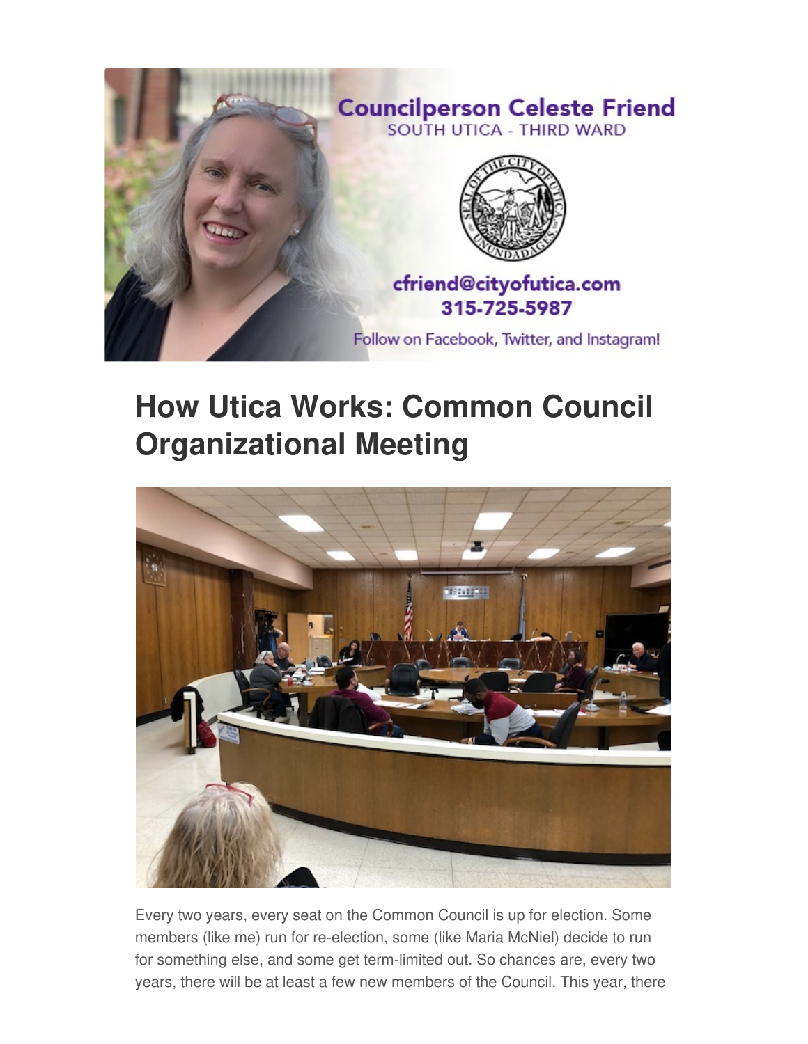Councilperson Celeste Friend
SOUTH UTICA - THIRD WARD

cfriend@cityofutica.com
315-725-5987

Follow on Facebook, Twitter, and Instagram!

# How Utica Works: Common Council Organizational Meeting

Every two years, every seat on the Common Council is up for election. Some members (like me) run for re-election, some (like Maria McNiel) decide to run for something else, and some get term-limited out. So chances are, every two years, there will be at least a few new members of the Council. This year, there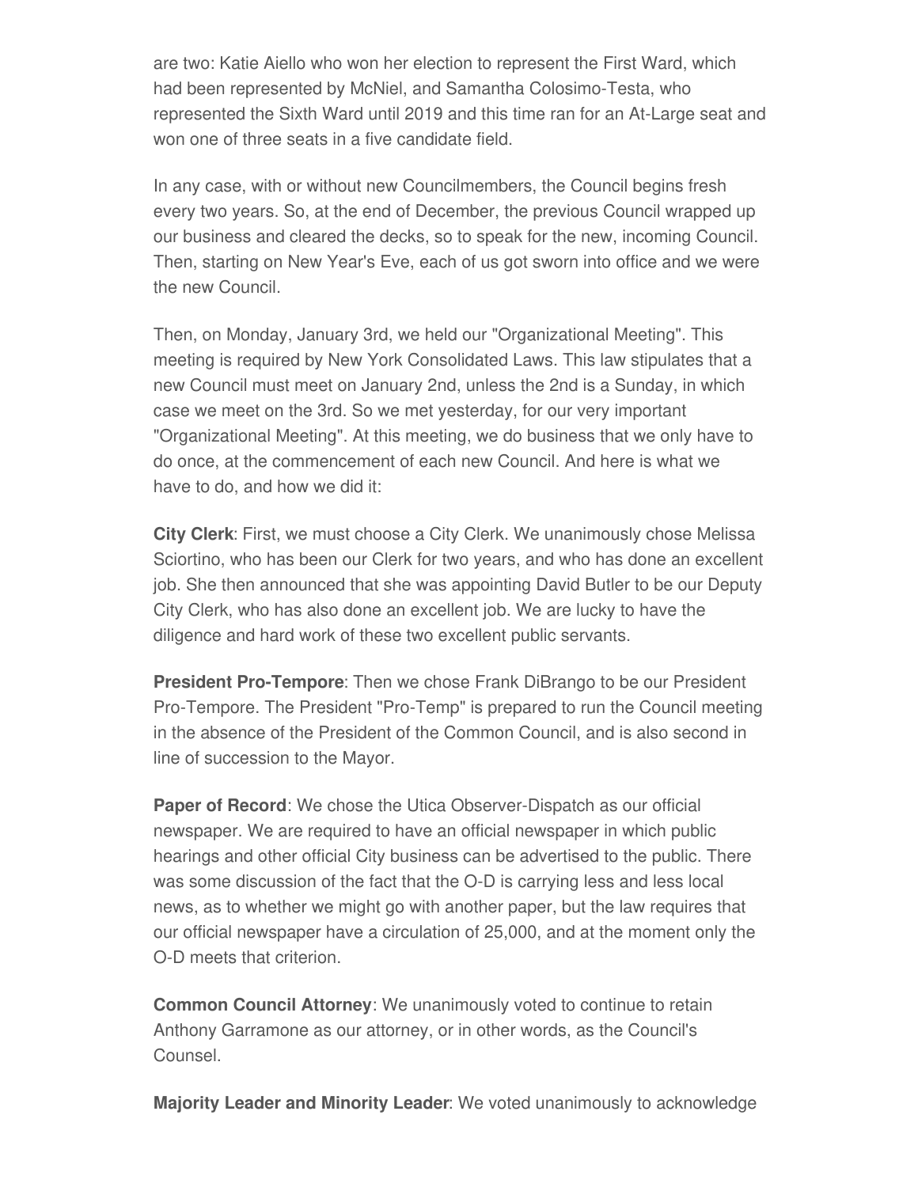are two: Katie Aiello who won her election to represent the First Ward, which had been represented by McNiel, and Samantha Colosimo-Testa, who represented the Sixth Ward until 2019 and this time ran for an At-Large seat and won one of three seats in a five candidate field.

In any case, with or without new Councilmembers, the Council begins fresh every two years. So, at the end of December, the previous Council wrapped up our business and cleared the decks, so to speak for the new, incoming Council. Then, starting on New Year's Eve, each of us got sworn into office and we were the new Council.

Then, on Monday, January 3rd, we held our "Organizational Meeting". This meeting is required by New York Consolidated Laws. This law stipulates that a new Council must meet on January 2nd, unless the 2nd is a Sunday, in which case we meet on the 3rd. So we met yesterday, for our very important "Organizational Meeting". At this meeting, we do business that we only have to do once, at the commencement of each new Council. And here is what we have to do, and how we did it:

**City Clerk**: First, we must choose a City Clerk. We unanimously chose Melissa Sciortino, who has been our Clerk for two years, and who has done an excellent job. She then announced that she was appointing David Butler to be our Deputy City Clerk, who has also done an excellent job. We are lucky to have the diligence and hard work of these two excellent public servants.

**President Pro-Tempore**: Then we chose Frank DiBrango to be our President Pro-Tempore. The President "Pro-Temp" is prepared to run the Council meeting in the absence of the President of the Common Council, and is also second in line of succession to the Mayor.

**Paper of Record**: We chose the Utica Observer-Dispatch as our official newspaper. We are required to have an official newspaper in which public hearings and other official City business can be advertised to the public. There was some discussion of the fact that the O-D is carrying less and less local news, as to whether we might go with another paper, but the law requires that our official newspaper have a circulation of 25,000, and at the moment only the O-D meets that criterion.

**Common Council Attorney**: We unanimously voted to continue to retain Anthony Garramone as our attorney, or in other words, as the Council's Counsel.

**Majority Leader and Minority Leader**: We voted unanimously to acknowledge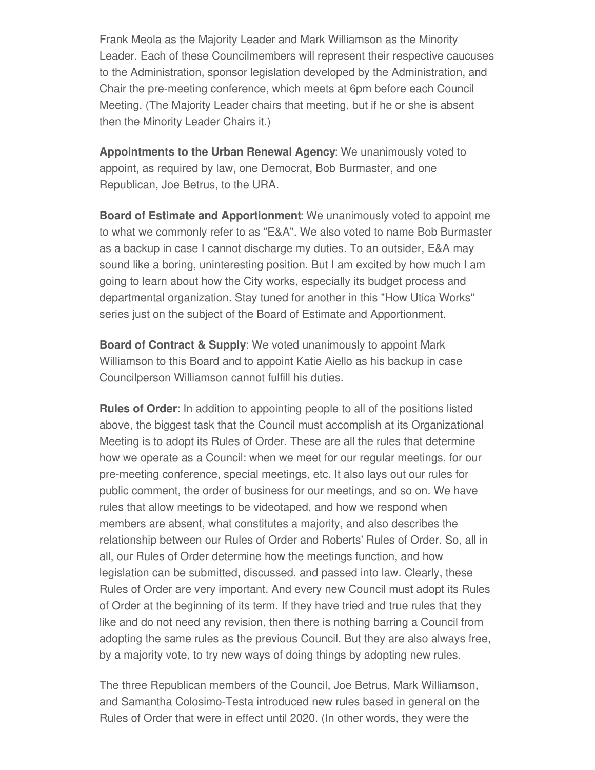Frank Meola as the Majority Leader and Mark Williamson as the Minority Leader. Each of these Councilmembers will represent their respective caucuses to the Administration, sponsor legislation developed by the Administration, and Chair the pre-meeting conference, which meets at 6pm before each Council Meeting. (The Majority Leader chairs that meeting, but if he or she is absent then the Minority Leader Chairs it.)

**Appointments to the Urban Renewal Agency**: We unanimously voted to appoint, as required by law, one Democrat, Bob Burmaster, and one Republican, Joe Betrus, to the URA.

**Board of Estimate and Apportionment**: We unanimously voted to appoint me to what we commonly refer to as "E&A". We also voted to name Bob Burmaster as a backup in case I cannot discharge my duties. To an outsider, E&A may sound like a boring, uninteresting position. But I am excited by how much I am going to learn about how the City works, especially its budget process and departmental organization. Stay tuned for another in this "How Utica Works" series just on the subject of the Board of Estimate and Apportionment.

**Board of Contract & Supply**: We voted unanimously to appoint Mark Williamson to this Board and to appoint Katie Aiello as his backup in case Councilperson Williamson cannot fulfill his duties.

**Rules of Order**: In addition to appointing people to all of the positions listed above, the biggest task that the Council must accomplish at its Organizational Meeting is to adopt its Rules of Order. These are all the rules that determine how we operate as a Council: when we meet for our regular meetings, for our pre-meeting conference, special meetings, etc. It also lays out our rules for public comment, the order of business for our meetings, and so on. We have rules that allow meetings to be videotaped, and how we respond when members are absent, what constitutes a majority, and also describes the relationship between our Rules of Order and Roberts' Rules of Order. So, all in all, our Rules of Order determine how the meetings function, and how legislation can be submitted, discussed, and passed into law. Clearly, these Rules of Order are very important. And every new Council must adopt its Rules of Order at the beginning of its term. If they have tried and true rules that they like and do not need any revision, then there is nothing barring a Council from adopting the same rules as the previous Council. But they are also always free, by a majority vote, to try new ways of doing things by adopting new rules.

The three Republican members of the Council, Joe Betrus, Mark Williamson, and Samantha Colosimo-Testa introduced new rules based in general on the Rules of Order that were in effect until 2020. (In other words, they were the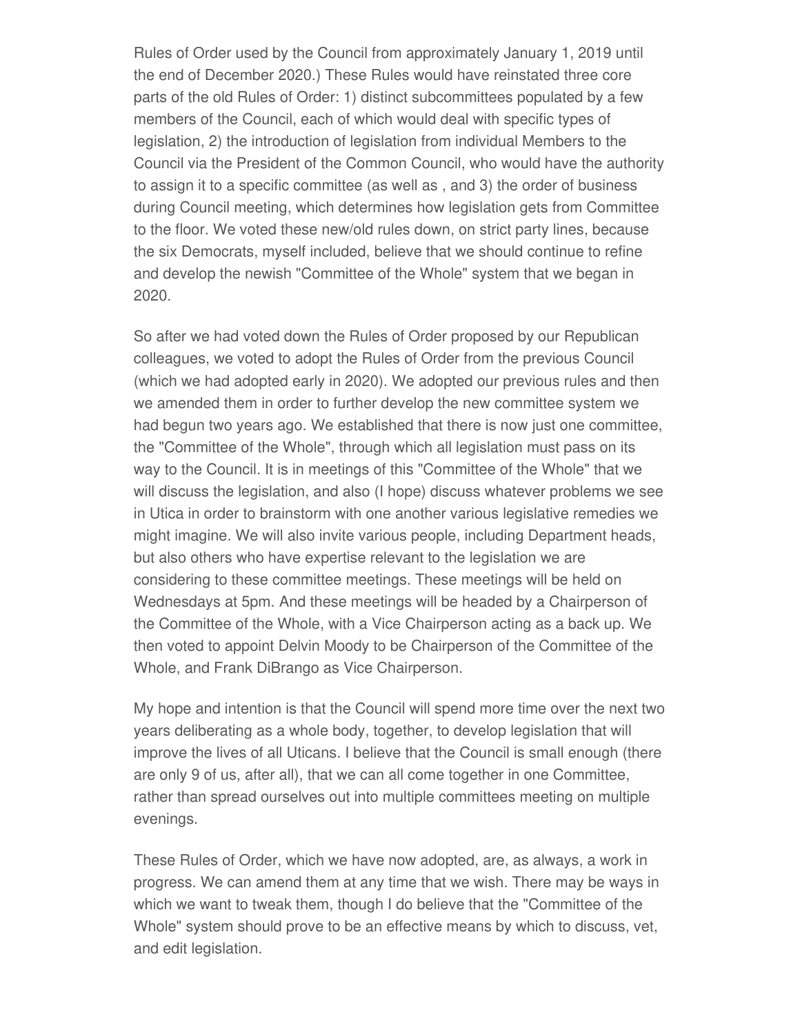Rules of Order used by the Council from approximately January 1, 2019 until the end of December 2020.) These Rules would have reinstated three core parts of the old Rules of Order: 1) distinct subcommittees populated by a few members of the Council, each of which would deal with specific types of legislation, 2) the introduction of legislation from individual Members to the Council via the President of the Common Council, who would have the authority to assign it to a specific committee (as well as , and 3) the order of business during Council meeting, which determines how legislation gets from Committee to the floor. We voted these new/old rules down, on strict party lines, because the six Democrats, myself included, believe that we should continue to refine and develop the newish "Committee of the Whole" system that we began in 2020.

So after we had voted down the Rules of Order proposed by our Republican colleagues, we voted to adopt the Rules of Order from the previous Council (which we had adopted early in 2020). We adopted our previous rules and then we amended them in order to further develop the new committee system we had begun two years ago. We established that there is now just one committee, the "Committee of the Whole", through which all legislation must pass on its way to the Council. It is in meetings of this "Committee of the Whole" that we will discuss the legislation, and also (I hope) discuss whatever problems we see in Utica in order to brainstorm with one another various legislative remedies we might imagine. We will also invite various people, including Department heads, but also others who have expertise relevant to the legislation we are considering to these committee meetings. These meetings will be held on Wednesdays at 5pm. And these meetings will be headed by a Chairperson of the Committee of the Whole, with a Vice Chairperson acting as a back up. We then voted to appoint Delvin Moody to be Chairperson of the Committee of the Whole, and Frank DiBrango as Vice Chairperson.

My hope and intention is that the Council will spend more time over the next two years deliberating as a whole body, together, to develop legislation that will improve the lives of all Uticans. I believe that the Council is small enough (there are only 9 of us, after all), that we can all come together in one Committee, rather than spread ourselves out into multiple committees meeting on multiple evenings.

These Rules of Order, which we have now adopted, are, as always, a work in progress. We can amend them at any time that we wish. There may be ways in which we want to tweak them, though I do believe that the "Committee of the Whole" system should prove to be an effective means by which to discuss, vet, and edit legislation.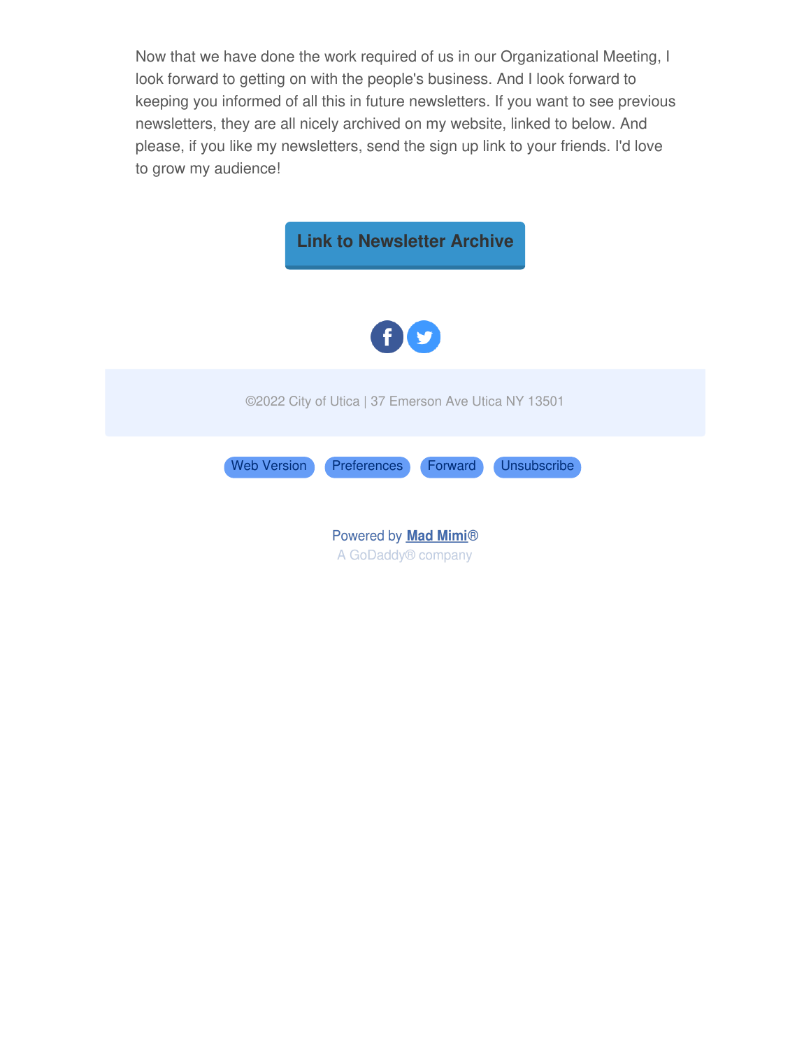Now that we have done the work required of us in our Organizational Meeting, I look forward to getting on with the people's business. And I look forward to keeping you informed of all this in future newsletters. If you want to see previous newsletters, they are all nicely archived on my website, linked to below. And please, if you like my newsletters, send the sign up link to your friends. I'd love to grow my audience!

**Link to Newsletter Archive**

©2022 City of Utica | 37 Emerson Ave Utica NY 13501

Web Version Preferences Forward Unsubscribe

Powered by **Mad Mimi**®
A GoDaddy® company